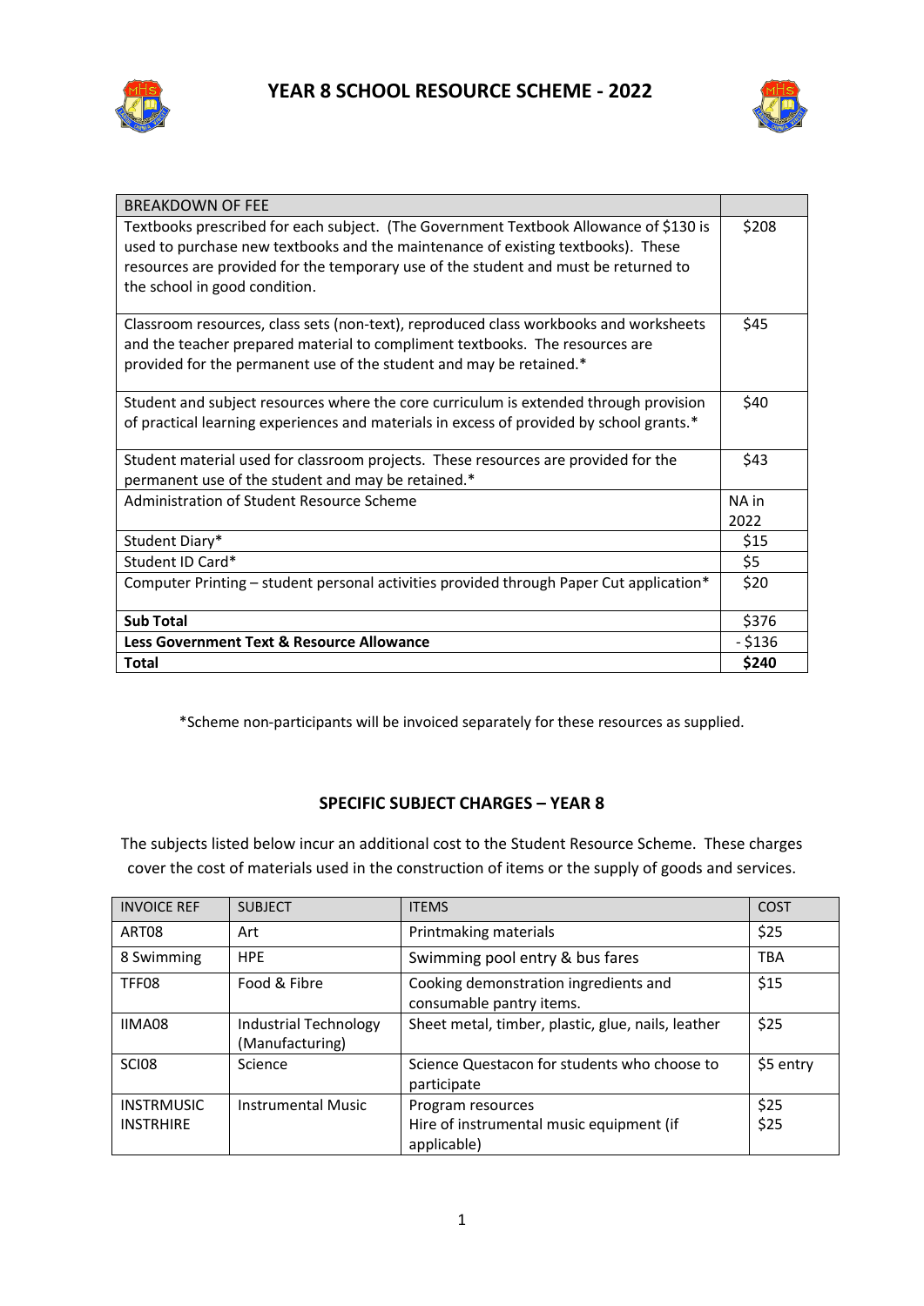# YEAR 8 SCHOOL RESOURCE SCHEME - 2022

| BREAKDOWN OF FEE | |
|---|---|
| Textbooks prescribed for each subject. (The Government Textbook Allowance of $130 is used to purchase new textbooks and the maintenance of existing textbooks). These resources are provided for the temporary use of the student and must be returned to the school in good condition. | $208 |
| Classroom resources, class sets (non-text), reproduced class workbooks and worksheets and the teacher prepared material to compliment textbooks. The resources are provided for the permanent use of the student and may be retained.* | $45 |
| Student and subject resources where the core curriculum is extended through provision of practical learning experiences and materials in excess of provided by school grants.* | $40 |
| Student material used for classroom projects. These resources are provided for the permanent use of the student and may be retained.* | $43 |
| Administration of Student Resource Scheme | NA in 2022 |
| Student Diary* | $15 |
| Student ID Card* | $5 |
| Computer Printing – student personal activities provided through Paper Cut application* | $20 |
| **Sub Total** | $376 |
| **Less Government Text & Resource Allowance** | - $136 |
| **Total** | **$240** |

*Scheme non-participants will be invoiced separately for these resources as supplied.

## SPECIFIC SUBJECT CHARGES – YEAR 8

The subjects listed below incur an additional cost to the Student Resource Scheme. These charges cover the cost of materials used in the construction of items or the supply of goods and services.

| INVOICE REF | SUBJECT | ITEMS | COST |
|---|---|---|---|
| ART08 | Art | Printmaking materials | $25 |
| 8 Swimming | HPE | Swimming pool entry & bus fares | TBA |
| TFF08 | Food & Fibre | Cooking demonstration ingredients and consumable pantry items. | $15 |
| IIMA08 | Industrial Technology (Manufacturing) | Sheet metal, timber, plastic, glue, nails, leather | $25 |
| SCI08 | Science | Science Questacon for students who choose to participate | $5 entry |
| INSTRMUSIC<br>INSTRHIRE | Instrumental Music | Program resources<br>Hire of instrumental music equipment (if applicable) | $25<br>$25 |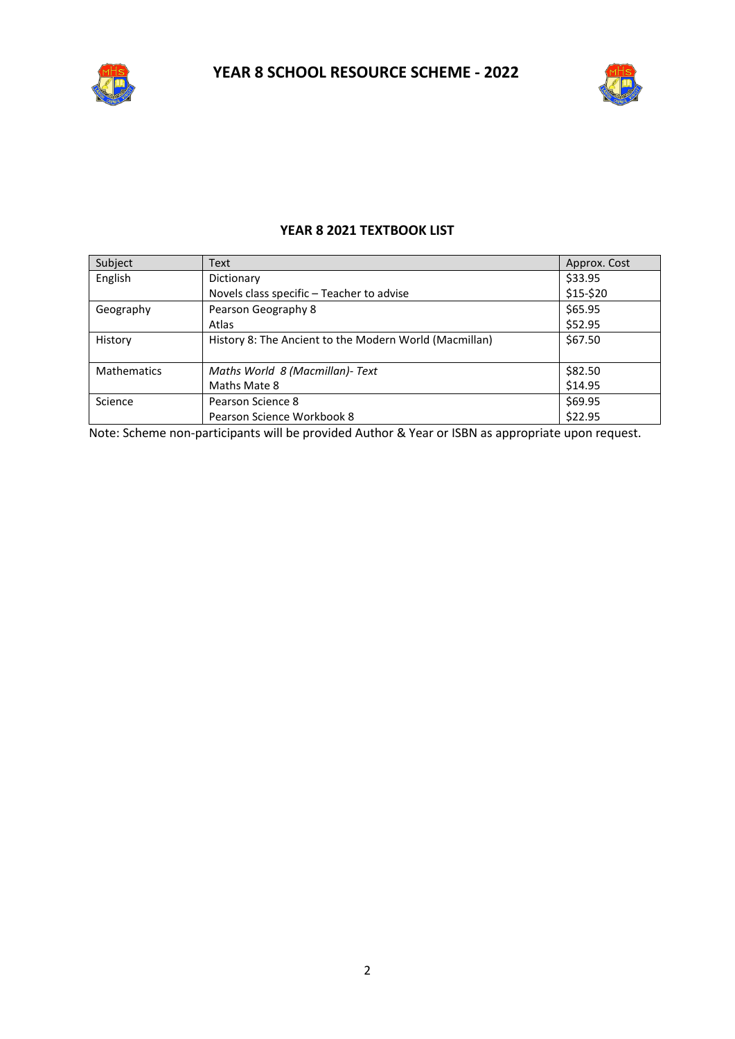# YEAR 8 SCHOOL RESOURCE SCHEME - 2022

## YEAR 8 2021 TEXTBOOK LIST

| Subject | Text | Approx. Cost |
|---|---|---|
| English | Dictionary | $33.95 |
| | Novels class specific – Teacher to advise | $15-$20 |
| Geography | Pearson Geography 8 | $65.95 |
| | Atlas | $52.95 |
| History | History 8: The Ancient to the Modern World (Macmillan) | $67.50 |
| Mathematics | *Maths World 8 (Macmillan)- Text* | $82.50 |
| | Maths Mate 8 | $14.95 |
| Science | Pearson Science 8 | $69.95 |
| | Pearson Science Workbook 8 | $22.95 |

Note: Scheme non-participants will be provided Author & Year or ISBN as appropriate upon request.